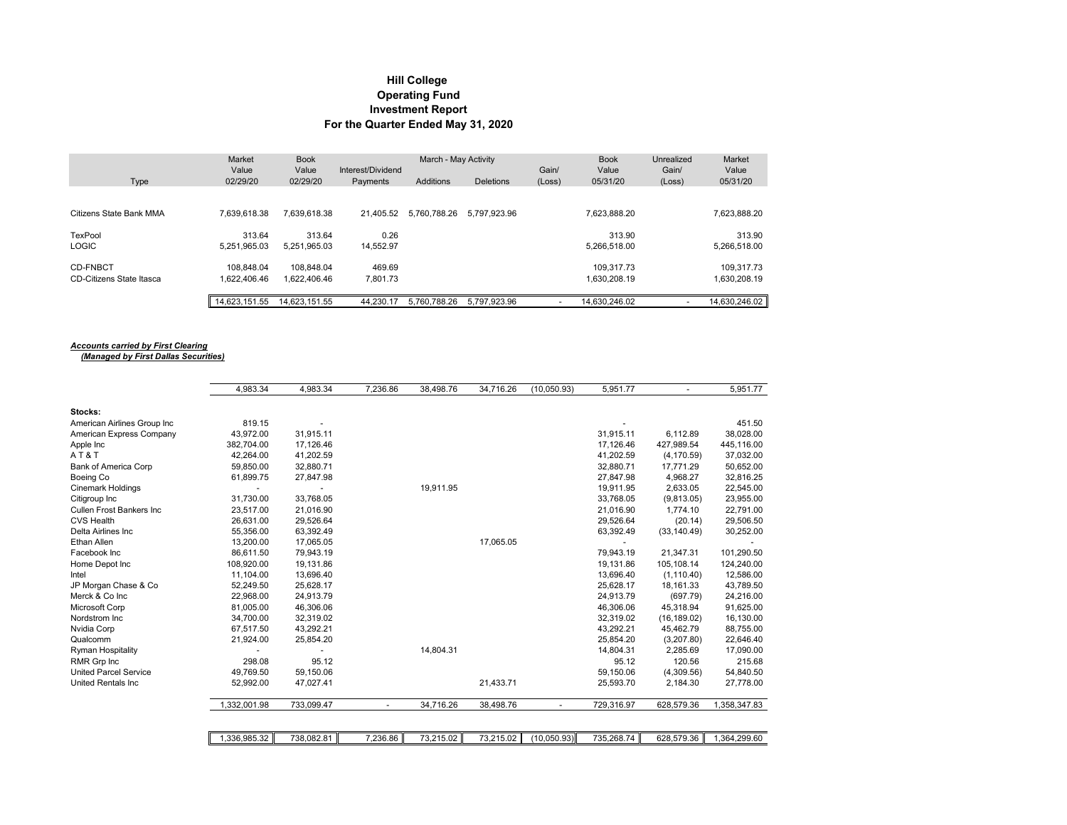# Hill College
## Operating Fund
## Investment Report
## For the Quarter Ended May 31, 2020

| Type | Market Value 02/29/20 | Book Value 02/29/20 | Interest/Dividend Payments | March - May Activity Additions | March - May Activity Deletions | Gain/ (Loss) | Book Value 05/31/20 | Unrealized Gain/ (Loss) | Market Value 05/31/20 |
|---|---|---|---|---|---|---|---|---|---|
| Citizens State Bank MMA | 7,639,618.38 | 7,639,618.38 | 21,405.52 | 5,760,788.26 | 5,797,923.96 | | 7,623,888.20 | | 7,623,888.20 |
| TexPool | 313.64 | 313.64 | 0.26 | | | | 313.90 | | 313.90 |
| LOGIC | 5,251,965.03 | 5,251,965.03 | 14,552.97 | | | | 5,266,518.00 | | 5,266,518.00 |
| CD-FNBCT | 108,848.04 | 108,848.04 | 469.69 | | | | 109,317.73 | | 109,317.73 |
| CD-Citizens State Itasca | 1,622,406.46 | 1,622,406.46 | 7,801.73 | | | | 1,630,208.19 | | 1,630,208.19 |
| | 14,623,151.55 | 14,623,151.55 | 44,230.17 | 5,760,788.26 | 5,797,923.96 | - | 14,630,246.02 | - | 14,630,246.02 |

***Accounts carried by First Clearing***
***(Managed by First Dallas Securities)***

| Type | Market Value 02/29/20 | Book Value 02/29/20 | Interest/Dividend Payments | Additions | Deletions | Gain/ (Loss) | Book Value 05/31/20 | Unrealized Gain/ (Loss) | Market Value 05/31/20 |
|---|---|---|---|---|---|---|---|---|---|
| | 4,983.34 | 4,983.34 | 7,236.86 | 38,498.76 | 34,716.26 | (10,050.93) | 5,951.77 | - | 5,951.77 |
| **Stocks:** | | | | | | | | | |
| American Airlines Group Inc | 819.15 | - | | | | | - | | 451.50 |
| American Express Company | 43,972.00 | 31,915.11 | | | | | 31,915.11 | 6,112.89 | 38,028.00 |
| Apple Inc | 382,704.00 | 17,126.46 | | | | | 17,126.46 | 427,989.54 | 445,116.00 |
| A T & T | 42,264.00 | 41,202.59 | | | | | 41,202.59 | (4,170.59) | 37,032.00 |
| Bank of America Corp | 59,850.00 | 32,880.71 | | | | | 32,880.71 | 17,771.29 | 50,652.00 |
| Boeing Co | 61,899.75 | 27,847.98 | | | | | 27,847.98 | 4,968.27 | 32,816.25 |
| Cinemark Holdings | - | - | | 19,911.95 | | | 19,911.95 | 2,633.05 | 22,545.00 |
| Citigroup Inc | 31,730.00 | 33,768.05 | | | | | 33,768.05 | (9,813.05) | 23,955.00 |
| Cullen Frost Bankers Inc | 23,517.00 | 21,016.90 | | | | | 21,016.90 | 1,774.10 | 22,791.00 |
| CVS Health | 26,631.00 | 29,526.64 | | | | | 29,526.64 | (20.14) | 29,506.50 |
| Delta Airlines Inc | 55,356.00 | 63,392.49 | | | | | 63,392.49 | (33,140.49) | 30,252.00 |
| Ethan Allen | 13,200.00 | 17,065.05 | | | 17,065.05 | | - | | - |
| Facebook Inc | 86,611.50 | 79,943.19 | | | | | 79,943.19 | 21,347.31 | 101,290.50 |
| Home Depot Inc | 108,920.00 | 19,131.86 | | | | | 19,131.86 | 105,108.14 | 124,240.00 |
| Intel | 11,104.00 | 13,696.40 | | | | | 13,696.40 | (1,110.40) | 12,586.00 |
| JP Morgan Chase & Co | 52,249.50 | 25,628.17 | | | | | 25,628.17 | 18,161.33 | 43,789.50 |
| Merck & Co Inc | 22,968.00 | 24,913.79 | | | | | 24,913.79 | (697.79) | 24,216.00 |
| Microsoft Corp | 81,005.00 | 46,306.06 | | | | | 46,306.06 | 45,318.94 | 91,625.00 |
| Nordstrom Inc | 34,700.00 | 32,319.02 | | | | | 32,319.02 | (16,189.02) | 16,130.00 |
| Nvidia Corp | 67,517.50 | 43,292.21 | | | | | 43,292.21 | 45,462.79 | 88,755.00 |
| Qualcomm | 21,924.00 | 25,854.20 | | | | | 25,854.20 | (3,207.80) | 22,646.40 |
| Ryman Hospitality | - | - | | 14,804.31 | | | 14,804.31 | 2,285.69 | 17,090.00 |
| RMR Grp Inc | 298.08 | 95.12 | | | | | 95.12 | 120.56 | 215.68 |
| United Parcel Service | 49,769.50 | 59,150.06 | | | | | 59,150.06 | (4,309.56) | 54,840.50 |
| United Rentals Inc | 52,992.00 | 47,027.41 | | | 21,433.71 | | 25,593.70 | 2,184.30 | 27,778.00 |
| | 1,332,001.98 | 733,099.47 | - | 34,716.26 | 38,498.76 | - | 729,316.97 | 628,579.36 | 1,358,347.83 |
| | 1,336,985.32 | 738,082.81 | 7,236.86 | 73,215.02 | 73,215.02 | (10,050.93) | 735,268.74 | 628,579.36 | 1,364,299.60 |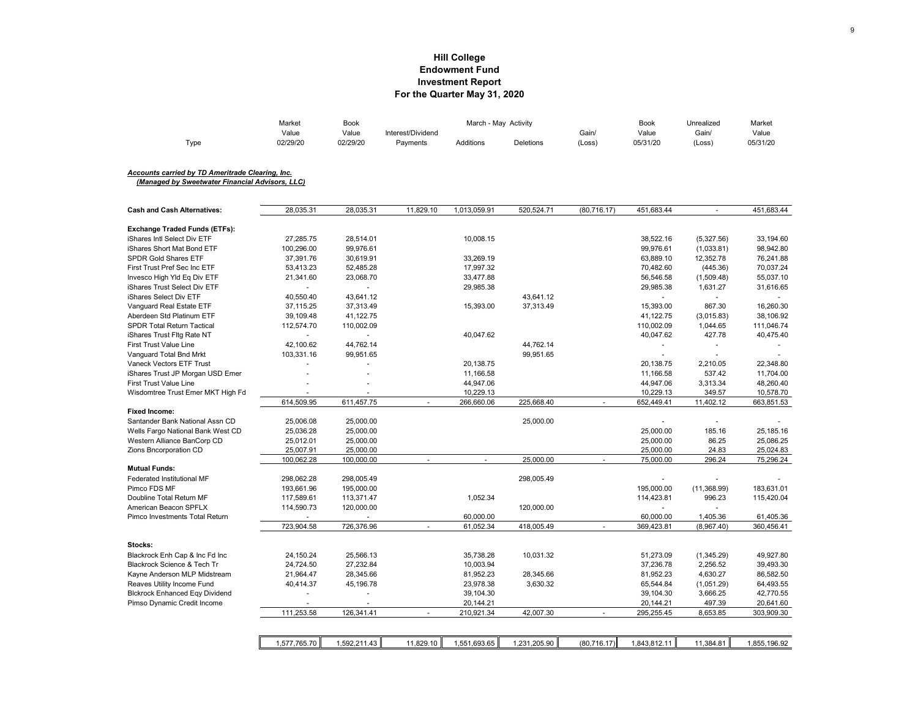# Hill College
## Endowment Fund
## Investment Report
## For the Quarter May 31, 2020

***Accounts carried by TD Ameritrade Clearing, Inc.***
***(Managed by Sweetwater Financial Advisors, LLC)***

| Type | Market Value 02/29/20 | Book Value 02/29/20 | Interest/Dividend Payments | March - May Activity Additions | March - May Activity Deletions | Gain/ (Loss) | Book Value 05/31/20 | Unrealized Gain/ (Loss) | Market Value 05/31/20 |
|---|---|---|---|---|---|---|---|---|---|
| **Cash and Cash Alternatives:** | 28,035.31 | 28,035.31 | 11,829.10 | 1,013,059.91 | 520,524.71 | (80,716.17) | 451,683.44 | - | 451,683.44 |
| **Exchange Traded Funds (ETFs):** | | | | | | | | | |
| iShares Intl Select Div ETF | 27,285.75 | 28,514.01 | | 10,008.15 | | | 38,522.16 | (5,327.56) | 33,194.60 |
| iShares Short Mat Bond ETF | 100,296.00 | 99,976.61 | | | | | 99,976.61 | (1,033.81) | 98,942.80 |
| SPDR Gold Shares ETF | 37,391.76 | 30,619.91 | | 33,269.19 | | | 63,889.10 | 12,352.78 | 76,241.88 |
| First Trust Pref Sec Inc ETF | 53,413.23 | 52,485.28 | | 17,997.32 | | | 70,482.60 | (445.36) | 70,037.24 |
| Invesco High Yld Eq Div ETF | 21,341.60 | 23,068.70 | | 33,477.88 | | | 56,546.58 | (1,509.48) | 55,037.10 |
| iShares Trust Select Div ETF | - | - | | 29,985.38 | | | 29,985.38 | 1,631.27 | 31,616.65 |
| iShares Select Div ETF | 40,550.40 | 43,641.12 | | | 43,641.12 | | - | - | - |
| Vanguard Real Estate ETF | 37,115.25 | 37,313.49 | | 15,393.00 | 37,313.49 | | 15,393.00 | 867.30 | 16,260.30 |
| Aberdeen Std Platinum ETF | 39,109.48 | 41,122.75 | | | | | 41,122.75 | (3,015.83) | 38,106.92 |
| SPDR Total Return Tactical | 112,574.70 | 110,002.09 | | | | | 110,002.09 | 1,044.65 | 111,046.74 |
| iShares Trust Fltg Rate NT | - | - | | 40,047.62 | | | 40,047.62 | 427.78 | 40,475.40 |
| First Trust Value Line | 42,100.62 | 44,762.14 | | | 44,762.14 | | - | - | - |
| Vanguard Total Bnd Mrkt | 103,331.16 | 99,951.65 | | | 99,951.65 | | - | - | - |
| Vaneck Vectors ETF Trust | - | - | | 20,138.75 | | | 20,138.75 | 2,210.05 | 22,348.80 |
| iShares Trust JP Morgan USD Emer | - | - | | 11,166.58 | | | 11,166.58 | 537.42 | 11,704.00 |
| First Trust Value Line | - | - | | 44,947.06 | | | 44,947.06 | 3,313.34 | 48,260.40 |
| Wisdomtree Trust Emer MKT High Fd | - | - | | 10,229.13 | | | 10,229.13 | 349.57 | 10,578.70 |
| | 614,509.95 | 611,457.75 | - | 266,660.06 | 225,668.40 | - | 652,449.41 | 11,402.12 | 663,851.53 |
| **Fixed Income:** | | | | | | | | | |
| Santander Bank National Assn CD | 25,006.08 | 25,000.00 | | | 25,000.00 | | - | - | - |
| Wells Fargo National Bank West CD | 25,036.28 | 25,000.00 | | | | | 25,000.00 | 185.16 | 25,185.16 |
| Western Alliance BanCorp CD | 25,012.01 | 25,000.00 | | | | | 25,000.00 | 86.25 | 25,086.25 |
| Zions Bncorporation CD | 25,007.91 | 25,000.00 | | | | | 25,000.00 | 24.83 | 25,024.83 |
| | 100,062.28 | 100,000.00 | - | - | 25,000.00 | - | 75,000.00 | 296.24 | 75,296.24 |
| **Mutual Funds:** | | | | | | | | | |
| Federated Institutional MF | 298,062.28 | 298,005.49 | | | 298,005.49 | | - | - | - |
| Pimco FDS MF | 193,661.96 | 195,000.00 | | | | | 195,000.00 | (11,368.99) | 183,631.01 |
| Doubline Total Return MF | 117,589.61 | 113,371.47 | | 1,052.34 | | | 114,423.81 | 996.23 | 115,420.04 |
| American Beacon SPFLX | 114,590.73 | 120,000.00 | | | 120,000.00 | | - | - | |
| Pimco Investments Total Return | - | - | | 60,000.00 | | | 60,000.00 | 1,405.36 | 61,405.36 |
| | 723,904.58 | 726,376.96 | - | 61,052.34 | 418,005.49 | - | 369,423.81 | (8,967.40) | 360,456.41 |
| **Stocks:** | | | | | | | | | |
| Blackrock Enh Cap & Inc Fd Inc | 24,150.24 | 25,566.13 | | 35,738.28 | 10,031.32 | | 51,273.09 | (1,345.29) | 49,927.80 |
| Blackrock Science & Tech Tr | 24,724.50 | 27,232.84 | | 10,003.94 | | | 37,236.78 | 2,256.52 | 39,493.30 |
| Kayne Anderson MLP Midstream | 21,964.47 | 28,345.66 | | 81,952.23 | 28,345.66 | | 81,952.23 | 4,630.27 | 86,582.50 |
| Reaves Utility Income Fund | 40,414.37 | 45,196.78 | | 23,978.38 | 3,630.32 | | 65,544.84 | (1,051.29) | 64,493.55 |
| Blckrock Enhanced Eqy Dividend | - | - | | 39,104.30 | | | 39,104.30 | 3,666.25 | 42,770.55 |
| Pimso Dynamic Credit Income | - | - | | 20,144.21 | | | 20,144.21 | 497.39 | 20,641.60 |
| | 111,253.58 | 126,341.41 | - | 210,921.34 | 42,007.30 | - | 295,255.45 | 8,653.85 | 303,909.30 |
| | 1,577,765.70 | 1,592,211.43 | 11,829.10 | 1,551,693.65 | 1,231,205.90 | (80,716.17) | 1,843,812.11 | 11,384.81 | 1,855,196.92 |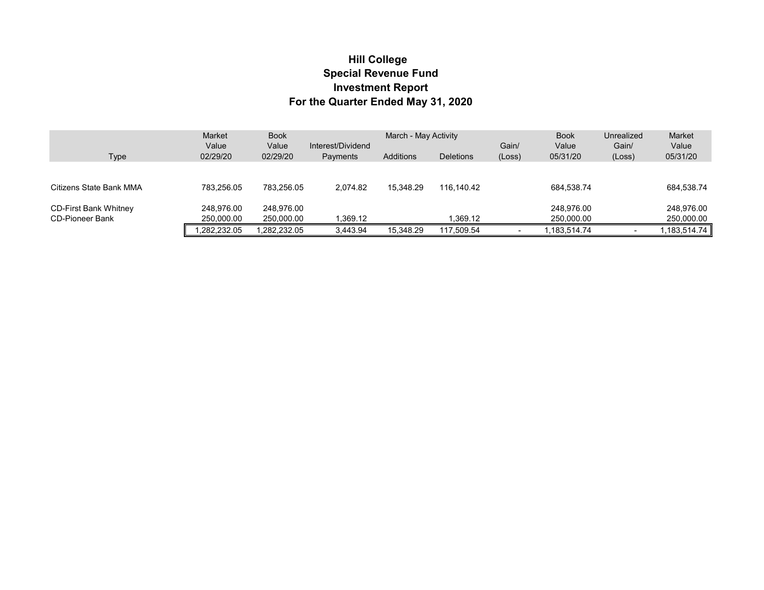# Hill College
## Special Revenue Fund
## Investment Report
## For the Quarter Ended May 31, 2020

| Type | Market Value 02/29/20 | Book Value 02/29/20 | March - May Activity Interest/Dividend Payments | Additions | Deletions | Gain/ (Loss) | Book Value 05/31/20 | Unrealized Gain/ (Loss) | Market Value 05/31/20 |
|---|---|---|---|---|---|---|---|---|---|
| Citizens State Bank MMA | 783,256.05 | 783,256.05 | 2,074.82 | 15,348.29 | 116,140.42 | | 684,538.74 | | 684,538.74 |
| CD-First Bank Whitney | 248,976.00 | 248,976.00 | | | | | 248,976.00 | | 248,976.00 |
| CD-Pioneer Bank | 250,000.00 | 250,000.00 | 1,369.12 | | 1,369.12 | | 250,000.00 | | 250,000.00 |
| | 1,282,232.05 | 1,282,232.05 | 3,443.94 | 15,348.29 | 117,509.54 | - | 1,183,514.74 | - | 1,183,514.74 |